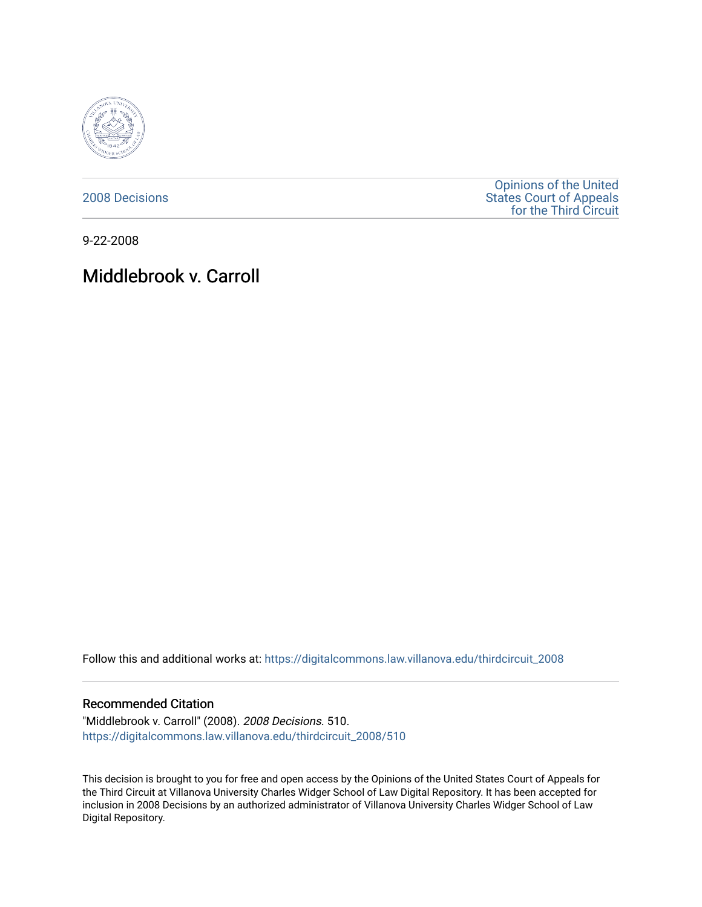2008 Decisions

Opinions of the United States Court of Appeals for the Third Circuit

9-22-2008

# Middlebrook v. Carroll

Follow this and additional works at: https://digitalcommons.law.villanova.edu/thirdcircuit_2008

## Recommended Citation

"Middlebrook v. Carroll" (2008). *2008 Decisions*. 510.
https://digitalcommons.law.villanova.edu/thirdcircuit_2008/510

This decision is brought to you for free and open access by the Opinions of the United States Court of Appeals for the Third Circuit at Villanova University Charles Widger School of Law Digital Repository. It has been accepted for inclusion in 2008 Decisions by an authorized administrator of Villanova University Charles Widger School of Law Digital Repository.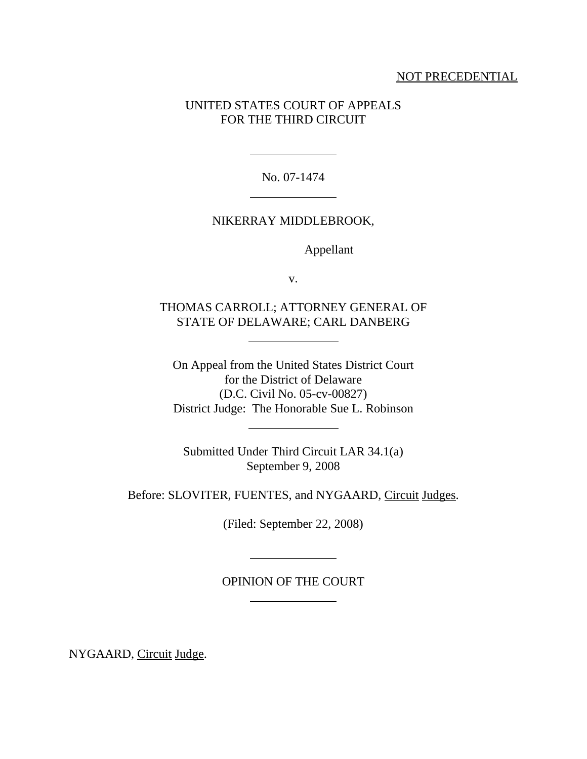NOT PRECEDENTIAL

UNITED STATES COURT OF APPEALS
FOR THE THIRD CIRCUIT

---

No. 07-1474

---

NIKERRAY MIDDLEBROOK,

Appellant

v.

THOMAS CARROLL; ATTORNEY GENERAL OF STATE OF DELAWARE; CARL DANBERG

---

On Appeal from the United States District Court
for the District of Delaware
(D.C. Civil No. 05-cv-00827)
District Judge: The Honorable Sue L. Robinson

---

Submitted Under Third Circuit LAR 34.1(a)
September 9, 2008

Before: SLOVITER, FUENTES, and NYGAARD, Circuit Judges.

(Filed: September 22, 2008)

---

OPINION OF THE COURT

---

NYGAARD, Circuit Judge.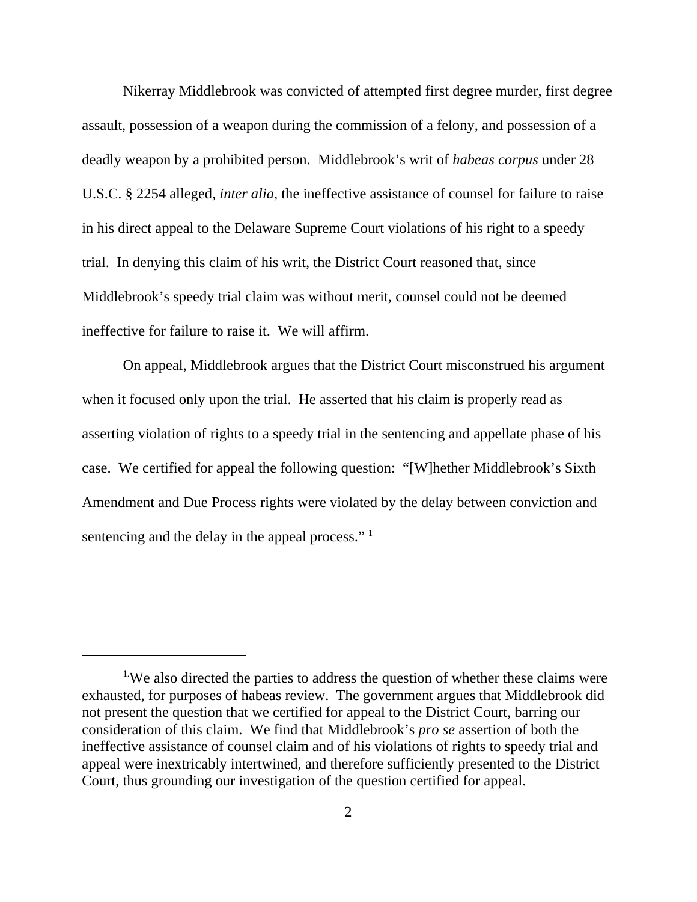Nikerray Middlebrook was convicted of attempted first degree murder, first degree assault, possession of a weapon during the commission of a felony, and possession of a deadly weapon by a prohibited person. Middlebrook's writ of *habeas corpus* under 28 U.S.C. § 2254 alleged, *inter alia*, the ineffective assistance of counsel for failure to raise in his direct appeal to the Delaware Supreme Court violations of his right to a speedy trial. In denying this claim of his writ, the District Court reasoned that, since Middlebrook's speedy trial claim was without merit, counsel could not be deemed ineffective for failure to raise it. We will affirm.

On appeal, Middlebrook argues that the District Court misconstrued his argument when it focused only upon the trial. He asserted that his claim is properly read as asserting violation of rights to a speedy trial in the sentencing and appellate phase of his case. We certified for appeal the following question: "[W]hether Middlebrook's Sixth Amendment and Due Process rights were violated by the delay between conviction and sentencing and the delay in the appeal process." [1]

---

[1] We also directed the parties to address the question of whether these claims were exhausted, for purposes of habeas review. The government argues that Middlebrook did not present the question that we certified for appeal to the District Court, barring our consideration of this claim. We find that Middlebrook's *pro se* assertion of both the ineffective assistance of counsel claim and of his violations of rights to speedy trial and appeal were inextricably intertwined, and therefore sufficiently presented to the District Court, thus grounding our investigation of the question certified for appeal.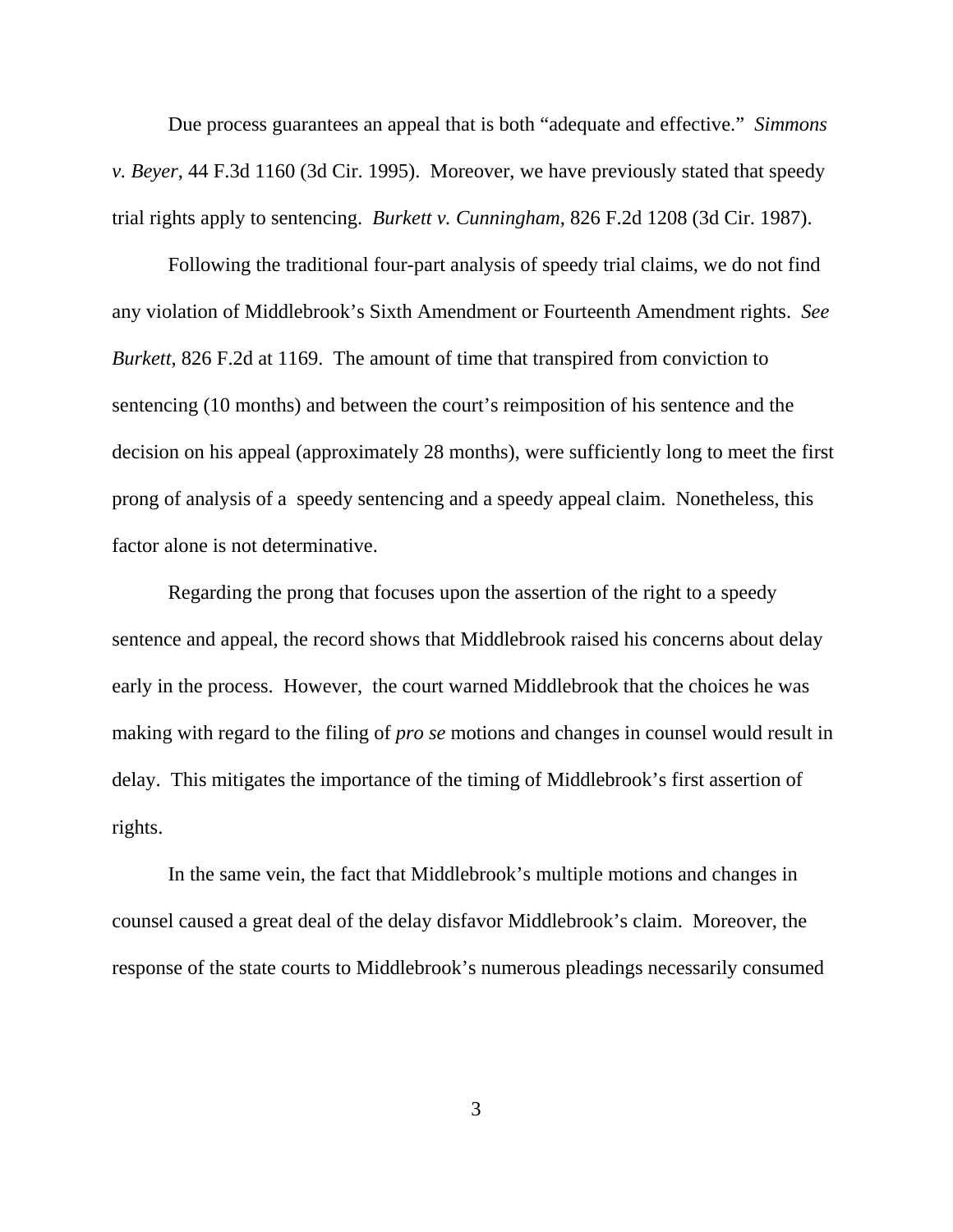Due process guarantees an appeal that is both "adequate and effective." *Simmons v. Beyer*, 44 F.3d 1160 (3d Cir. 1995). Moreover, we have previously stated that speedy trial rights apply to sentencing. *Burkett v. Cunningham*, 826 F.2d 1208 (3d Cir. 1987).

Following the traditional four-part analysis of speedy trial claims, we do not find any violation of Middlebrook's Sixth Amendment or Fourteenth Amendment rights. *See Burkett,* 826 F.2d at 1169. The amount of time that transpired from conviction to sentencing (10 months) and between the court's reimposition of his sentence and the decision on his appeal (approximately 28 months), were sufficiently long to meet the first prong of analysis of a speedy sentencing and a speedy appeal claim. Nonetheless, this factor alone is not determinative.

Regarding the prong that focuses upon the assertion of the right to a speedy sentence and appeal, the record shows that Middlebrook raised his concerns about delay early in the process. However, the court warned Middlebrook that the choices he was making with regard to the filing of *pro se* motions and changes in counsel would result in delay. This mitigates the importance of the timing of Middlebrook's first assertion of rights.

In the same vein, the fact that Middlebrook's multiple motions and changes in counsel caused a great deal of the delay disfavor Middlebrook's claim. Moreover, the response of the state courts to Middlebrook's numerous pleadings necessarily consumed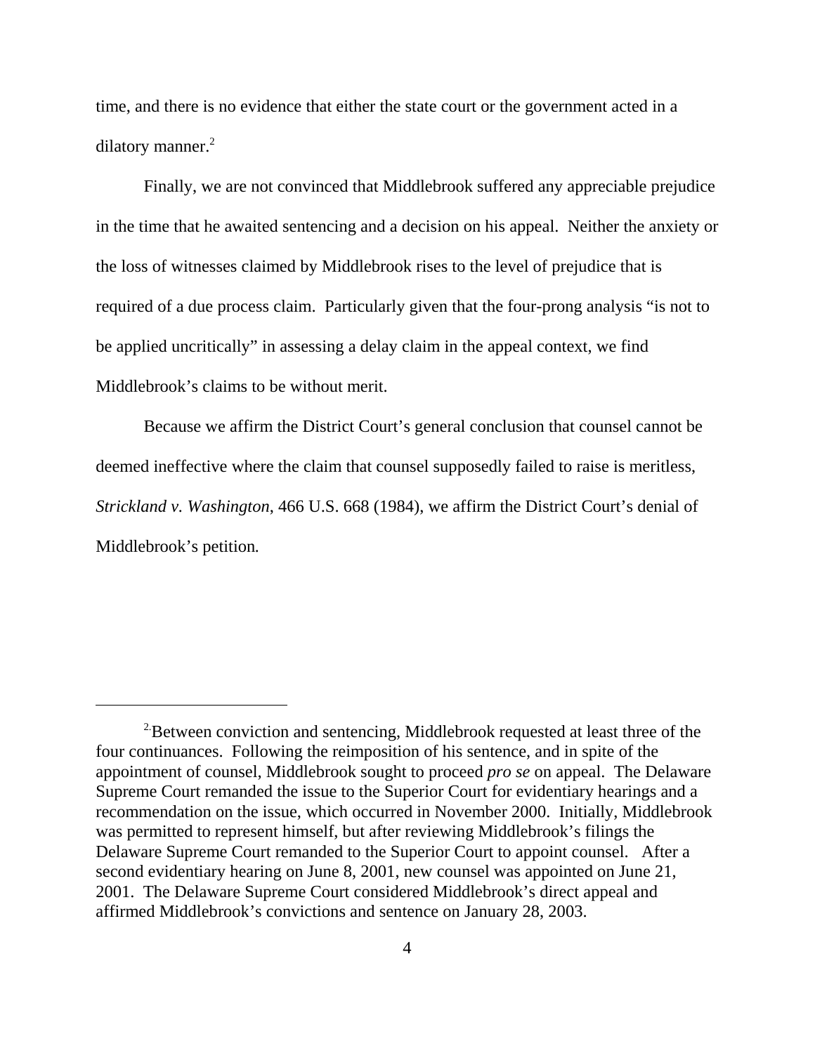time, and there is no evidence that either the state court or the government acted in a dilatory manner.[2]

Finally, we are not convinced that Middlebrook suffered any appreciable prejudice in the time that he awaited sentencing and a decision on his appeal. Neither the anxiety or the loss of witnesses claimed by Middlebrook rises to the level of prejudice that is required of a due process claim. Particularly given that the four-prong analysis "is not to be applied uncritically" in assessing a delay claim in the appeal context, we find Middlebrook's claims to be without merit.

Because we affirm the District Court's general conclusion that counsel cannot be deemed ineffective where the claim that counsel supposedly failed to raise is meritless, *Strickland v. Washington*, 466 U.S. 668 (1984), we affirm the District Court's denial of Middlebrook's petition.

---

[2] Between conviction and sentencing, Middlebrook requested at least three of the four continuances. Following the reimposition of his sentence, and in spite of the appointment of counsel, Middlebrook sought to proceed *pro se* on appeal. The Delaware Supreme Court remanded the issue to the Superior Court for evidentiary hearings and a recommendation on the issue, which occurred in November 2000. Initially, Middlebrook was permitted to represent himself, but after reviewing Middlebrook's filings the Delaware Supreme Court remanded to the Superior Court to appoint counsel. After a second evidentiary hearing on June 8, 2001, new counsel was appointed on June 21, 2001. The Delaware Supreme Court considered Middlebrook's direct appeal and affirmed Middlebrook's convictions and sentence on January 28, 2003.